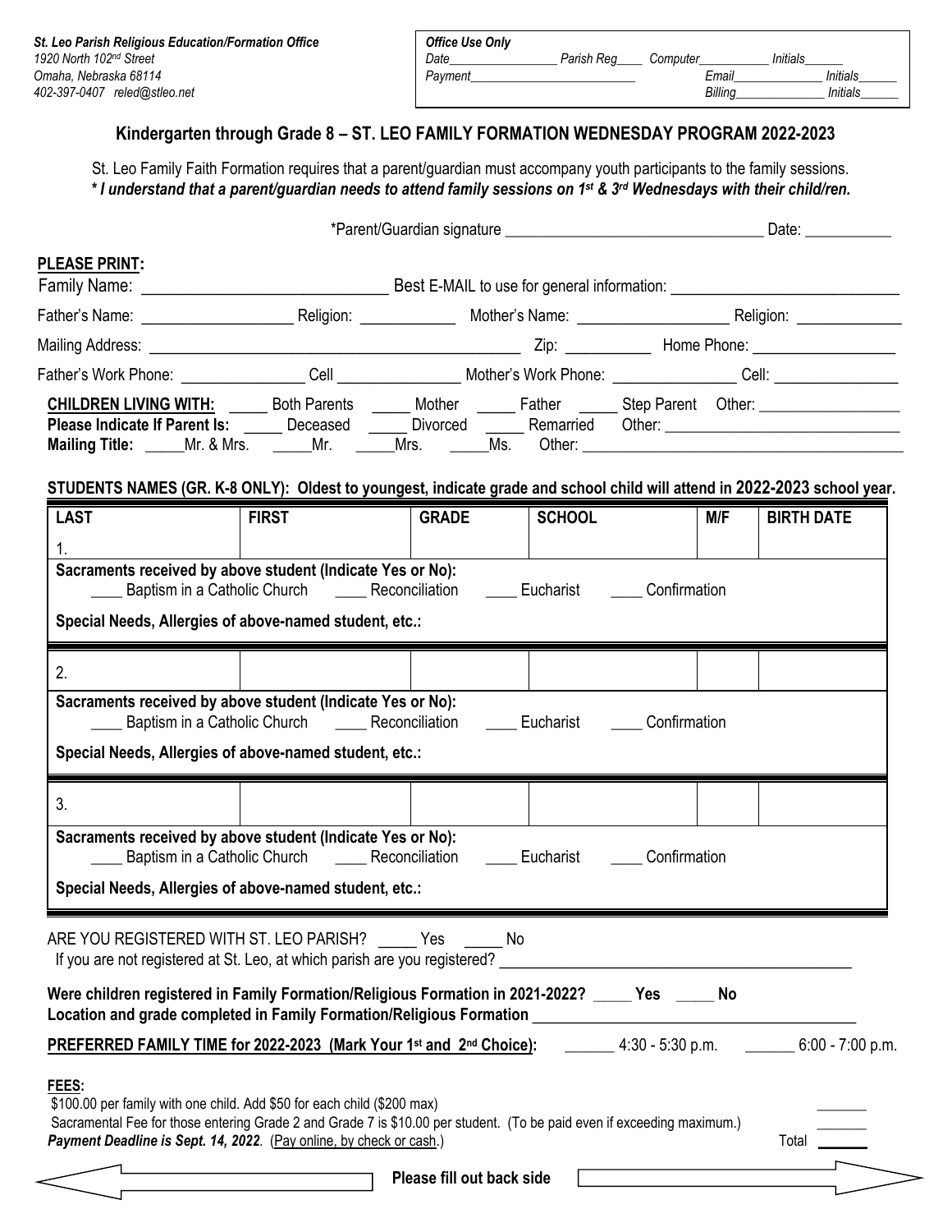*St. Leo Parish Religious Education/Formation Office*
*1920 North 102nd Street*
*Omaha, Nebraska 68114*
*402-397-0407 reled@stleo.net*

| *Office Use Only* | | | |
|---|---|---|---|
| *Date*________________ | *Parish Reg*____ | *Computer*__________ | *Initials*______ |
| *Payment*________________________ | | *Email*______________ | *Initials*______ |
| | | *Billing*______________ | *Initials*______ |

## Kindergarten through Grade 8 – ST. LEO FAMILY FORMATION WEDNESDAY PROGRAM 2022-2023

St. Leo Family Faith Formation requires that a parent/guardian must accompany youth participants to the family sessions.
***\* I understand that a parent/guardian needs to attend family sessions on 1st & 3rd Wednesdays with their child/ren.***

*Parent/Guardian signature ________________________________ Date: ___________

**PLEASE PRINT:**

Family Name: ____________________________ Best E-MAIL to use for general information: ____________________________

Father's Name: __________________ Religion: ___________ Mother's Name: __________________ Religion: _____________

Mailing Address: _____________________________________________ Zip: __________ Home Phone: _________________

Father's Work Phone: _______________ Cell _______________ Mother's Work Phone: _______________ Cell: _______________

**CHILDREN LIVING WITH:** _____ Both Parents _____ Mother _____ Father _____ Step Parent Other: _________________
**Please Indicate If Parent Is:** _____ Deceased _____ Divorced _____ Remarried Other: ____________________________
**Mailing Title:** _____Mr. & Mrs. _____Mr. _____Mrs. _____Ms. Other: ________________________________________

**STUDENTS NAMES (GR. K-8 ONLY): Oldest to youngest, indicate grade and school child will attend in 2022-2023 school year.**

| LAST | FIRST | GRADE | SCHOOL | M/F | BIRTH DATE |
|---|---|---|---|---|---|
| 1. | | | | | |
| **Sacraments received by above student (Indicate Yes or No):** ____ Baptism in a Catholic Church ____ Reconciliation ____ Eucharist ____ Confirmation | | | | | |
| **Special Needs, Allergies of above-named student, etc.:** | | | | | |
| 2. | | | | | |
| **Sacraments received by above student (Indicate Yes or No):** ____ Baptism in a Catholic Church ____ Reconciliation ____ Eucharist ____ Confirmation | | | | | |
| **Special Needs, Allergies of above-named student, etc.:** | | | | | |
| 3. | | | | | |
| **Sacraments received by above student (Indicate Yes or No):** ____ Baptism in a Catholic Church ____ Reconciliation ____ Eucharist ____ Confirmation | | | | | |
| **Special Needs, Allergies of above-named student, etc.:** | | | | | |

ARE YOU REGISTERED WITH ST. LEO PARISH? _____ Yes _____ No
If you are not registered at St. Leo, at which parish are you registered? ____________________________________________

**Were children registered in Family Formation/Religious Formation in 2021-2022? _____ Yes _____ No**
**Location and grade completed in Family Formation/Religious Formation ________________________________________**

**PREFERRED FAMILY TIME for 2022-2023 (Mark Your 1st and 2nd Choice):** ______ 4:30 - 5:30 p.m. ______ 6:00 - 7:00 p.m.

**FEES:**
$100.00 per family with one child. Add $50 for each child ($200 max) _______
Sacramental Fee for those entering Grade 2 and Grade 7 is $10.00 per student. (To be paid even if exceeding maximum.) _______
***Payment Deadline is Sept. 14, 2022.*** (Pay online, by check or cash.) Total _______

**Please fill out back side**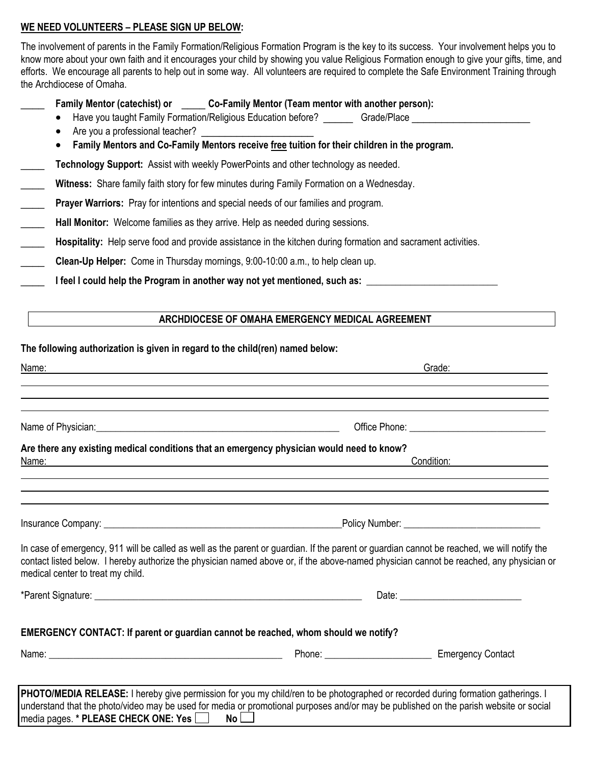**WE NEED VOLUNTEERS – PLEASE SIGN UP BELOW:**

The involvement of parents in the Family Formation/Religious Formation Program is the key to its success. Your involvement helps you to know more about your own faith and it encourages your child by showing you value Religious Formation enough to give your gifts, time, and efforts. We encourage all parents to help out in some way. All volunteers are required to complete the Safe Environment Training through the Archdiocese of Omaha.

_____ **Family Mentor (catechist) or** _____ **Co-Family Mentor (Team mentor with another person):**

- Have you taught Family Formation/Religious Education before? ______ Grade/Place ________________________
- Are you a professional teacher? ______________________
- **Family Mentors and Co-Family Mentors receive free tuition for their children in the program.**

_____ **Technology Support:** Assist with weekly PowerPoints and other technology as needed.

_____ **Witness:** Share family faith story for few minutes during Family Formation on a Wednesday.

_____ **Prayer Warriors:** Pray for intentions and special needs of our families and program.

_____ **Hall Monitor:** Welcome families as they arrive. Help as needed during sessions.

_____ **Hospitality:** Help serve food and provide assistance in the kitchen during formation and sacrament activities.

_____ **Clean-Up Helper:** Come in Thursday mornings, 9:00-10:00 a.m., to help clean up.

_____ **I feel I could help the Program in another way not yet mentioned, such as:** ___________________________

## ARCHDIOCESE OF OMAHA EMERGENCY MEDICAL AGREEMENT

**The following authorization is given in regard to the child(ren) named below:**

| Name: | Grade: |
|---|---|
| | |
| | |
| | |

Name of Physician: _____________________________________________________ Office Phone: ____________________________

**Are there any existing medical conditions that an emergency physician would need to know?**

| Name: | Condition: |
|---|---|
| | |
| | |
| | |

Insurance Company: __________________________________________________ Policy Number: _____________________________

In case of emergency, 911 will be called as well as the parent or guardian. If the parent or guardian cannot be reached, we will notify the contact listed below. I hereby authorize the physician named above or, if the above-named physician cannot be reached, any physician or medical center to treat my child.

*Parent Signature: ___________________________________________________________ Date: _________________________

**EMERGENCY CONTACT: If parent or guardian cannot be reached, whom should we notify?**

Name: ___________________________________________________ Phone: ______________________ Emergency Contact

**PHOTO/MEDIA RELEASE:** I hereby give permission for you my child/ren to be photographed or recorded during formation gatherings. I understand that the photo/video may be used for media or promotional purposes and/or may be published on the parish website or social media pages. * **PLEASE CHECK ONE: Yes** ☐ **No** ☐